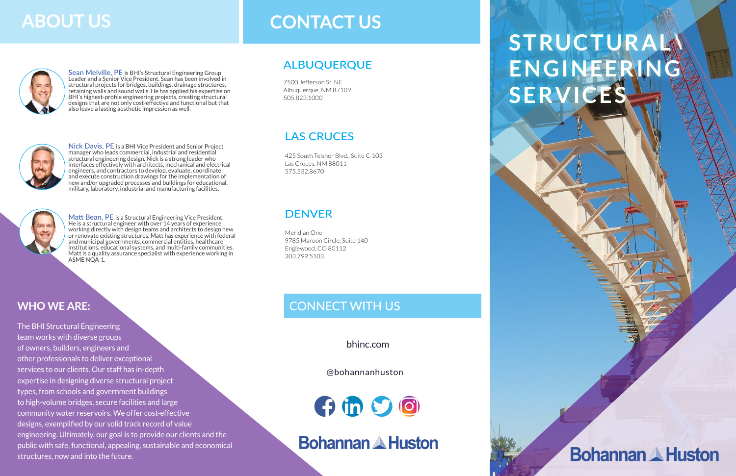## ABOUT US

**Sean Melville, PE** is BHI's Structural Engineering Group Leader and a Senior Vice President. Sean has been involved in structural projects for bridges, buildings, drainage structures, retaining walls and sound walls. He has applied his expertise on BHI's highest-profile engineering projects, creating structural designs that are not only cost-effective and functional but that also leave a lasting aesthetic impression as well.

**Nick Davis, PE** is a BHI Vice President and Senior Project manager who leads commercial, industrial and residential structural engineering design. Nick is a strong leader who interfaces effectively with architects, mechanical and electrical engineers, and contractors to develop, evaluate, coordinate and execute construction drawings for the implementation of new and/or upgraded processes and buildings for educational, military, laboratory, industrial and manufacturing facilities.

**Matt Bean, PE** is a Structural Engineering Vice President. He is a structural engineer with over 14 years of experience working directly with design teams and architects to design new or renovate existing structures. Matt has experience with federal and municipal governments, commercial entities, healthcare institutions, educational systems, and multi-family communities. Matt is a quality assurance specialist with experience working in ASME NQA-1.

### WHO WE ARE:

The BHI Structural Engineering team works with diverse groups of owners, builders, engineers and other professionals to deliver exceptional services to our clients. Our staff has in-depth expertise in designing diverse structural project types, from schools and government buildings to high-volume bridges, secure facilities and large community water reservoirs. We offer cost-effective designs, exemplified by our solid track record of value engineering. Ultimately, our goal is to provide our clients and the public with safe, functional, appealing, sustainable and economical structures, now and into the future.

## CONTACT US

### ALBUQUERQUE

7500 Jefferson St. NE
Albuquerque, NM 87109
505.823.1000

### LAS CRUCES

425 South Telshor Blvd., Suite C-103
Las Cruces, NM 88011
575.532.8670

### DENVER

Meridian One
9785 Maroon Circle, Suite 140
Englewood, CO 80112
303.799.5103

### CONNECT WITH US

bhinc.com

@bohannanhuston

Bohannan Huston

# STRUCTURAL ENGINEERING SERVICES

Bohannan Huston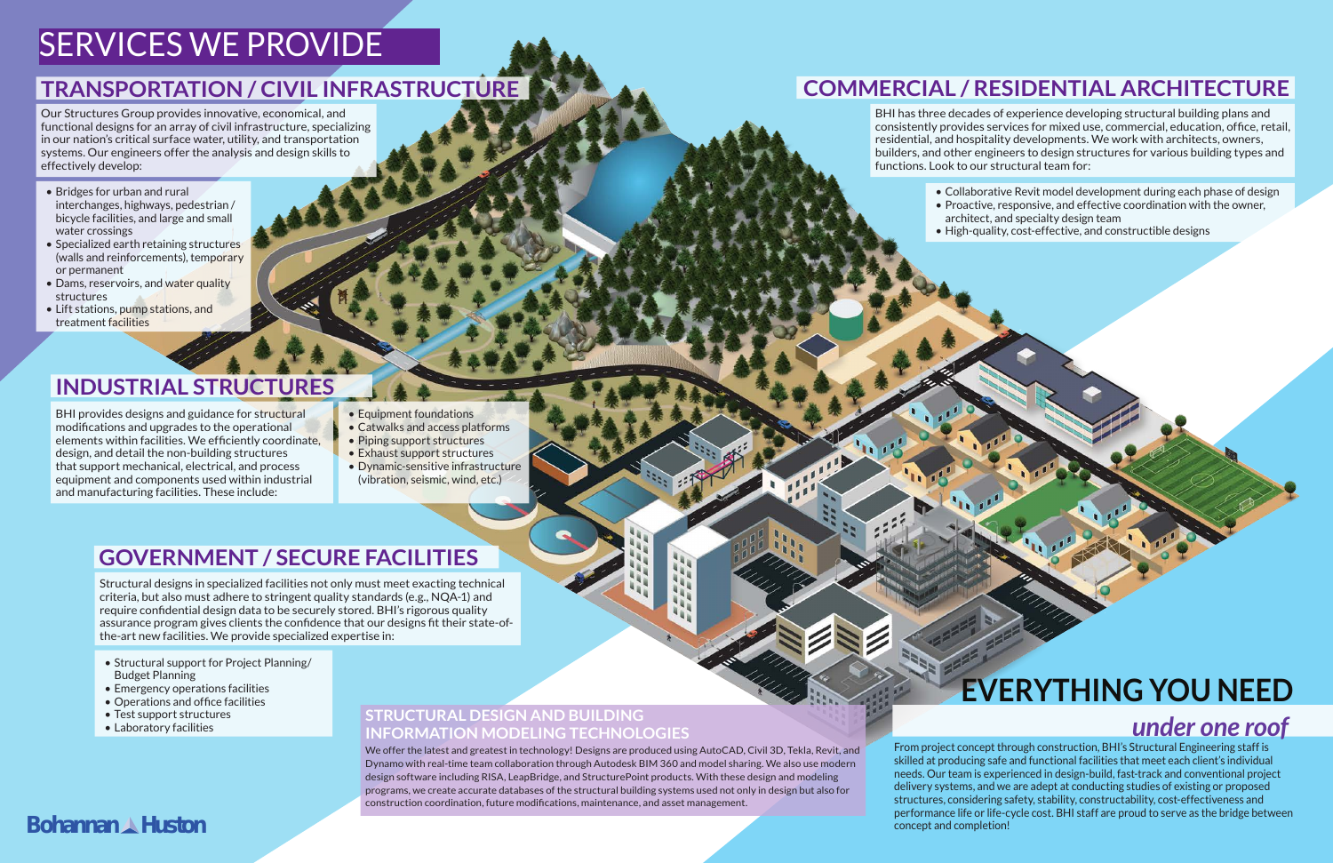# SERVICES WE PROVIDE

## TRANSPORTATION / CIVIL INFRASTRUCTURE

Our Structures Group provides innovative, economical, and functional designs for an array of civil infrastructure, specializing in our nation's critical surface water, utility, and transportation systems. Our engineers offer the analysis and design skills to effectively develop:

- Bridges for urban and rural interchanges, highways, pedestrian / bicycle facilities, and large and small water crossings
- Specialized earth retaining structures (walls and reinforcements), temporary or permanent
- Dams, reservoirs, and water quality structures
- Lift stations, pump stations, and treatment facilities

## COMMERCIAL / RESIDENTIAL ARCHITECTURE

BHI has three decades of experience developing structural building plans and consistently provides services for mixed use, commercial, education, office, retail, residential, and hospitality developments. We work with architects, owners, builders, and other engineers to design structures for various building types and functions. Look to our structural team for:

- Collaborative Revit model development during each phase of design
- Proactive, responsive, and effective coordination with the owner, architect, and specialty design team
- High-quality, cost-effective, and constructible designs

## INDUSTRIAL STRUCTURES

BHI provides designs and guidance for structural modifications and upgrades to the operational elements within facilities. We efficiently coordinate, design, and detail the non-building structures that support mechanical, electrical, and process equipment and components used within industrial and manufacturing facilities. These include:

- Equipment foundations
- Catwalks and access platforms
- Piping support structures
- Exhaust support structures
- Dynamic-sensitive infrastructure (vibration, seismic, wind, etc.)

## GOVERNMENT / SECURE FACILITIES

Structural designs in specialized facilities not only must meet exacting technical criteria, but also must adhere to stringent quality standards (e.g., NQA-1) and require confidential design data to be securely stored. BHI's rigorous quality assurance program gives clients the confidence that our designs fit their state-of-the-art new facilities. We provide specialized expertise in:

- Structural support for Project Planning/ Budget Planning
- Emergency operations facilities
- Operations and office facilities
- Test support structures
- Laboratory facilities

## STRUCTURAL DESIGN AND BUILDING INFORMATION MODELING TECHNOLOGIES

We offer the latest and greatest in technology! Designs are produced using AutoCAD, Civil 3D, Tekla, Revit, and Dynamo with real-time team collaboration through Autodesk BIM 360 and model sharing. We also use modern design software including RISA, LeapBridge, and StructurePoint products. With these design and modeling programs, we create accurate databases of the structural building systems used not only in design but also for construction coordination, future modifications, maintenance, and asset management.

## EVERYTHING YOU NEED *under one roof*

From project concept through construction, BHI's Structural Engineering staff is skilled at producing safe and functional facilities that meet each client's individual needs. Our team is experienced in design-build, fast-track and conventional project delivery systems, and we are adept at conducting studies of existing or proposed structures, considering safety, stability, constructability, cost-effectiveness and performance life or life-cycle cost. BHI staff are proud to serve as the bridge between concept and completion!

Bohannan Huston